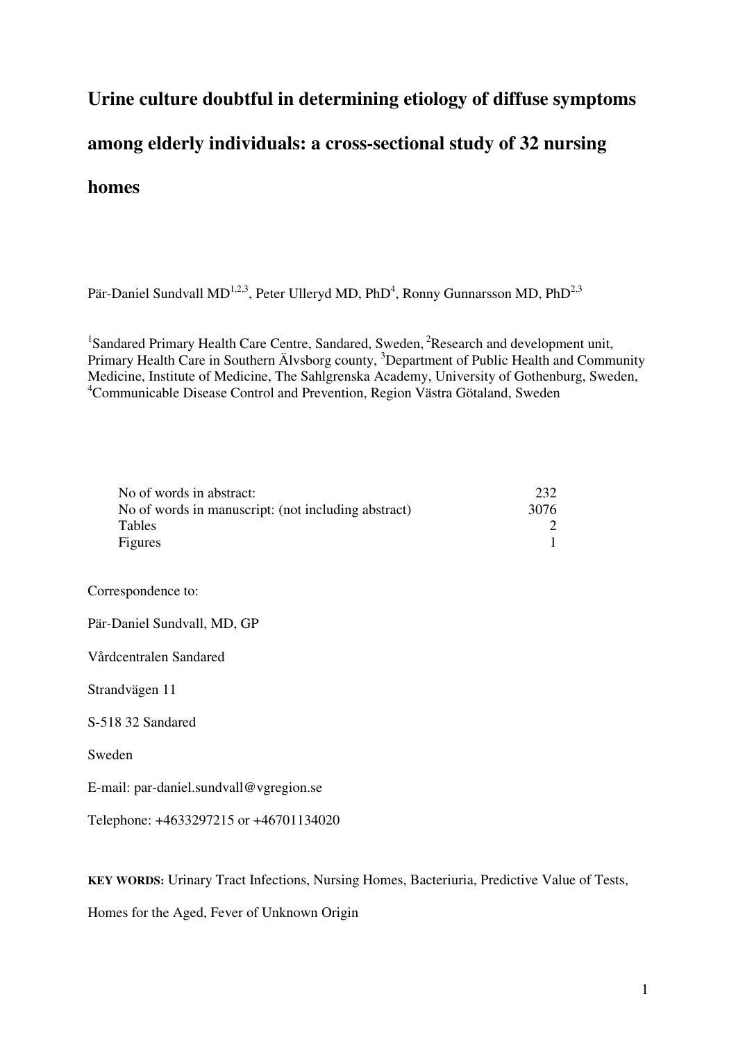# Urine culture doubtful in determining etiology of diffuse symptoms among elderly individuals: a cross-sectional study of 32 nursing homes

Pär-Daniel Sundvall MD[1,2,3], Peter Ulleryd MD, PhD[4], Ronny Gunnarsson MD, PhD[2,3]

[1]Sandared Primary Health Care Centre, Sandared, Sweden, [2]Research and development unit, Primary Health Care in Southern Älvsborg county, [3]Department of Public Health and Community Medicine, Institute of Medicine, The Sahlgrenska Academy, University of Gothenburg, Sweden, [4]Communicable Disease Control and Prevention, Region Västra Götaland, Sweden

| | |
|---|---|
| No of words in abstract: | 232 |
| No of words in manuscript: (not including abstract) | 3076 |
| Tables | 2 |
| Figures | 1 |

Correspondence to:

Pär-Daniel Sundvall, MD, GP

Vårdcentralen Sandared

Strandvägen 11

S-518 32 Sandared

Sweden

E-mail: par-daniel.sundvall@vgregion.se

Telephone: +4633297215 or +46701134020

**KEY WORDS:** Urinary Tract Infections, Nursing Homes, Bacteriuria, Predictive Value of Tests, Homes for the Aged, Fever of Unknown Origin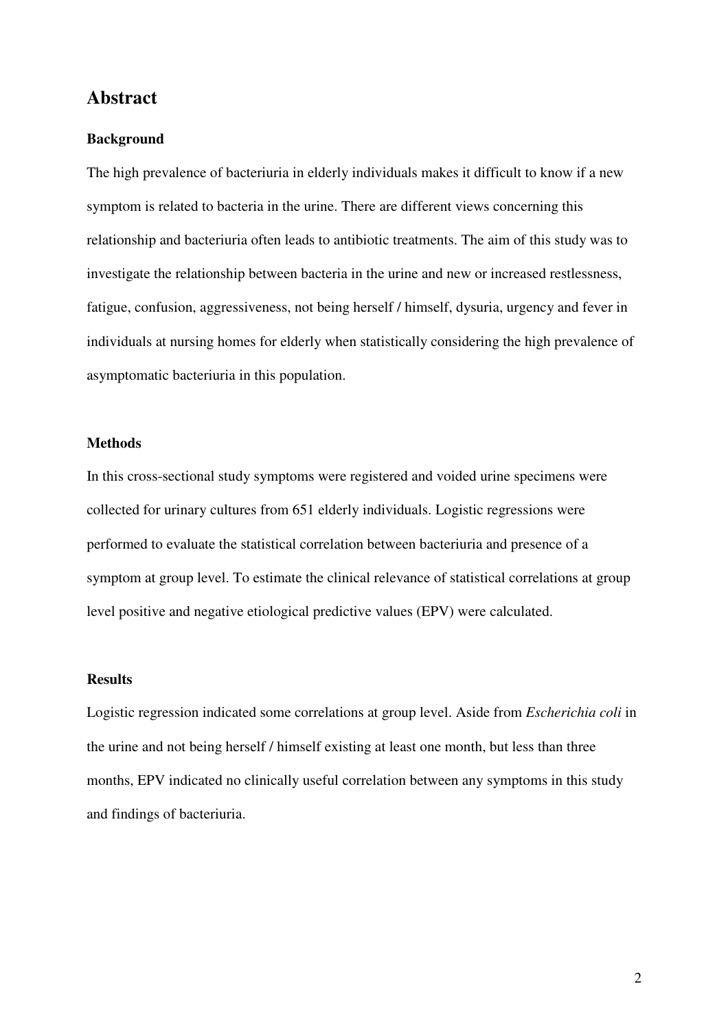# Abstract

### Background

The high prevalence of bacteriuria in elderly individuals makes it difficult to know if a new symptom is related to bacteria in the urine. There are different views concerning this relationship and bacteriuria often leads to antibiotic treatments. The aim of this study was to investigate the relationship between bacteria in the urine and new or increased restlessness, fatigue, confusion, aggressiveness, not being herself / himself, dysuria, urgency and fever in individuals at nursing homes for elderly when statistically considering the high prevalence of asymptomatic bacteriuria in this population.

### Methods

In this cross-sectional study symptoms were registered and voided urine specimens were collected for urinary cultures from 651 elderly individuals. Logistic regressions were performed to evaluate the statistical correlation between bacteriuria and presence of a symptom at group level. To estimate the clinical relevance of statistical correlations at group level positive and negative etiological predictive values (EPV) were calculated.

### Results

Logistic regression indicated some correlations at group level. Aside from *Escherichia coli* in the urine and not being herself / himself existing at least one month, but less than three months, EPV indicated no clinically useful correlation between any symptoms in this study and findings of bacteriuria.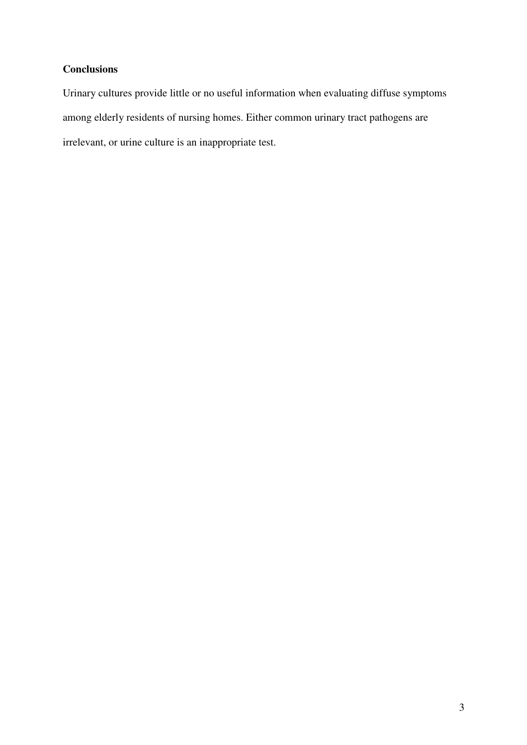**Conclusions**

Urinary cultures provide little or no useful information when evaluating diffuse symptoms among elderly residents of nursing homes. Either common urinary tract pathogens are irrelevant, or urine culture is an inappropriate test.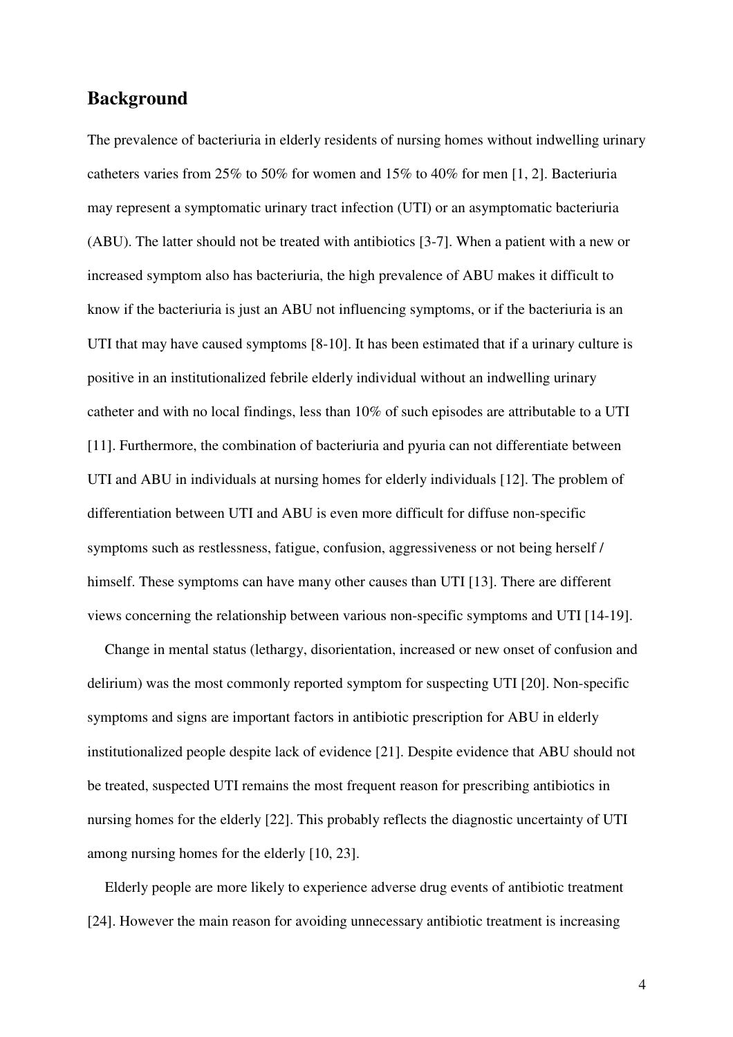## Background

The prevalence of bacteriuria in elderly residents of nursing homes without indwelling urinary catheters varies from 25% to 50% for women and 15% to 40% for men [1, 2]. Bacteriuria may represent a symptomatic urinary tract infection (UTI) or an asymptomatic bacteriuria (ABU). The latter should not be treated with antibiotics [3-7]. When a patient with a new or increased symptom also has bacteriuria, the high prevalence of ABU makes it difficult to know if the bacteriuria is just an ABU not influencing symptoms, or if the bacteriuria is an UTI that may have caused symptoms [8-10]. It has been estimated that if a urinary culture is positive in an institutionalized febrile elderly individual without an indwelling urinary catheter and with no local findings, less than 10% of such episodes are attributable to a UTI [11]. Furthermore, the combination of bacteriuria and pyuria can not differentiate between UTI and ABU in individuals at nursing homes for elderly individuals [12]. The problem of differentiation between UTI and ABU is even more difficult for diffuse non-specific symptoms such as restlessness, fatigue, confusion, aggressiveness or not being herself / himself. These symptoms can have many other causes than UTI [13]. There are different views concerning the relationship between various non-specific symptoms and UTI [14-19].

Change in mental status (lethargy, disorientation, increased or new onset of confusion and delirium) was the most commonly reported symptom for suspecting UTI [20]. Non-specific symptoms and signs are important factors in antibiotic prescription for ABU in elderly institutionalized people despite lack of evidence [21]. Despite evidence that ABU should not be treated, suspected UTI remains the most frequent reason for prescribing antibiotics in nursing homes for the elderly [22]. This probably reflects the diagnostic uncertainty of UTI among nursing homes for the elderly [10, 23].

Elderly people are more likely to experience adverse drug events of antibiotic treatment [24]. However the main reason for avoiding unnecessary antibiotic treatment is increasing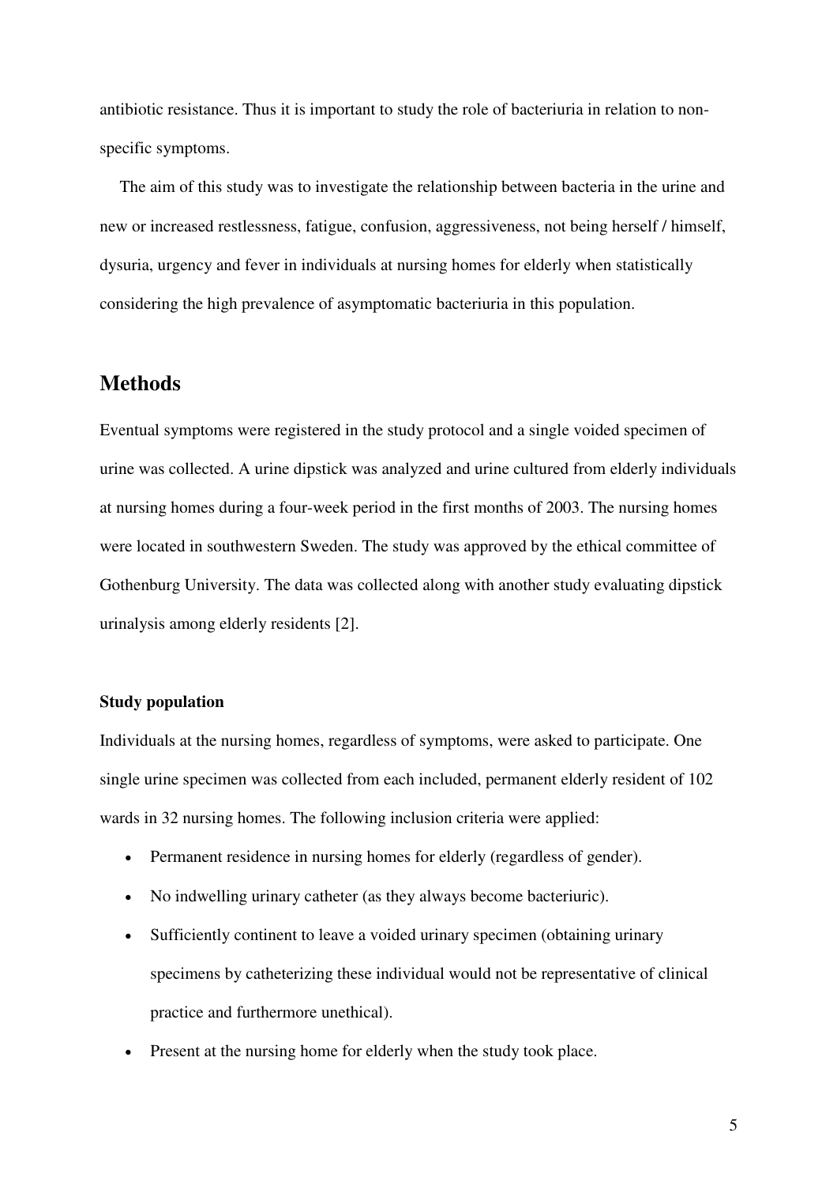antibiotic resistance. Thus it is important to study the role of bacteriuria in relation to non-specific symptoms.

The aim of this study was to investigate the relationship between bacteria in the urine and new or increased restlessness, fatigue, confusion, aggressiveness, not being herself / himself, dysuria, urgency and fever in individuals at nursing homes for elderly when statistically considering the high prevalence of asymptomatic bacteriuria in this population.

## Methods

Eventual symptoms were registered in the study protocol and a single voided specimen of urine was collected. A urine dipstick was analyzed and urine cultured from elderly individuals at nursing homes during a four-week period in the first months of 2003. The nursing homes were located in southwestern Sweden. The study was approved by the ethical committee of Gothenburg University. The data was collected along with another study evaluating dipstick urinalysis among elderly residents [2].

### Study population

Individuals at the nursing homes, regardless of symptoms, were asked to participate. One single urine specimen was collected from each included, permanent elderly resident of 102 wards in 32 nursing homes. The following inclusion criteria were applied:

- Permanent residence in nursing homes for elderly (regardless of gender).
- No indwelling urinary catheter (as they always become bacteriuric).
- Sufficiently continent to leave a voided urinary specimen (obtaining urinary specimens by catheterizing these individual would not be representative of clinical practice and furthermore unethical).
- Present at the nursing home for elderly when the study took place.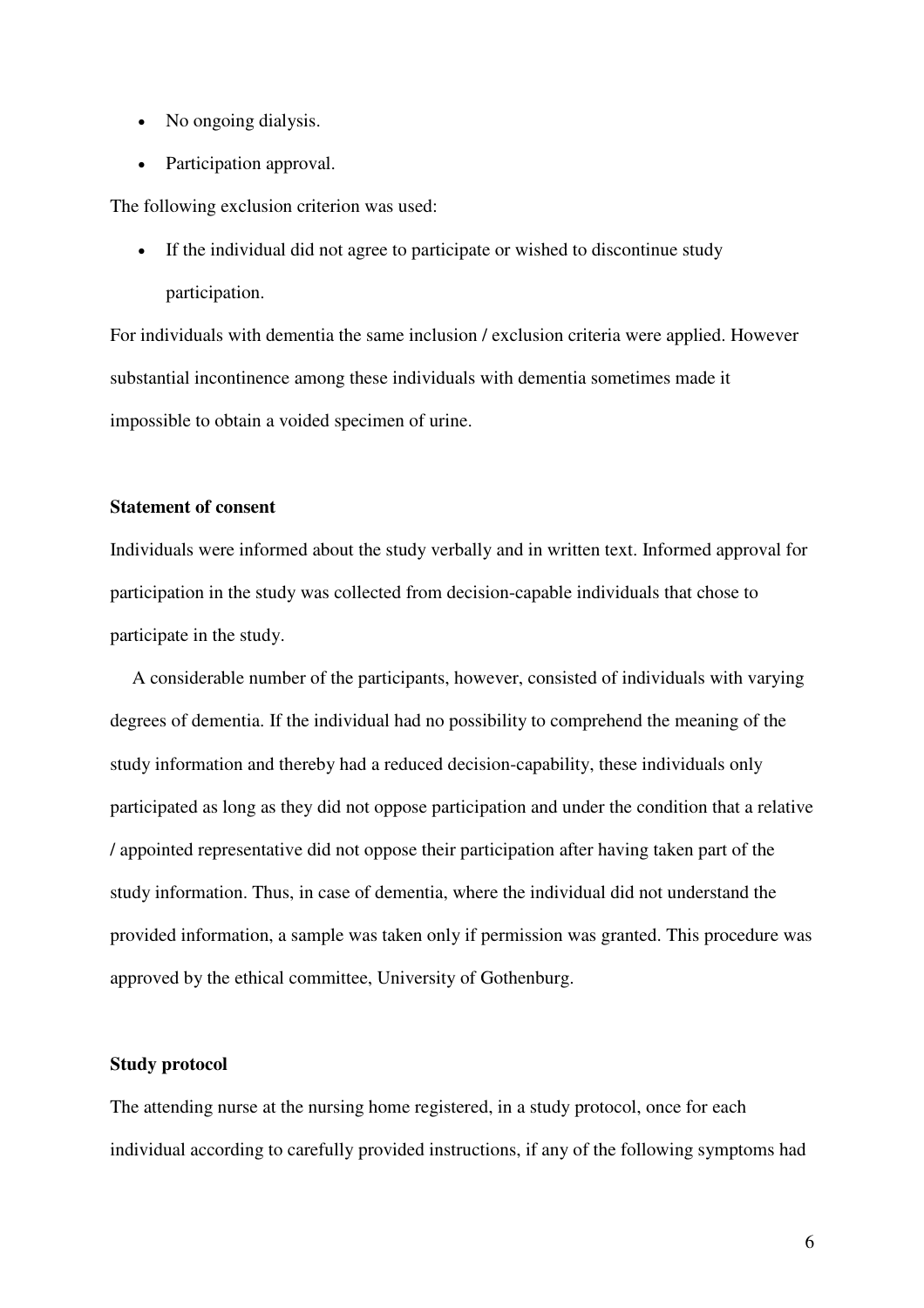- No ongoing dialysis.
- Participation approval.

The following exclusion criterion was used:

- If the individual did not agree to participate or wished to discontinue study participation.

For individuals with dementia the same inclusion / exclusion criteria were applied. However substantial incontinence among these individuals with dementia sometimes made it impossible to obtain a voided specimen of urine.

**Statement of consent**

Individuals were informed about the study verbally and in written text. Informed approval for participation in the study was collected from decision-capable individuals that chose to participate in the study.

A considerable number of the participants, however, consisted of individuals with varying degrees of dementia. If the individual had no possibility to comprehend the meaning of the study information and thereby had a reduced decision-capability, these individuals only participated as long as they did not oppose participation and under the condition that a relative / appointed representative did not oppose their participation after having taken part of the study information. Thus, in case of dementia, where the individual did not understand the provided information, a sample was taken only if permission was granted. This procedure was approved by the ethical committee, University of Gothenburg.

**Study protocol**

The attending nurse at the nursing home registered, in a study protocol, once for each individual according to carefully provided instructions, if any of the following symptoms had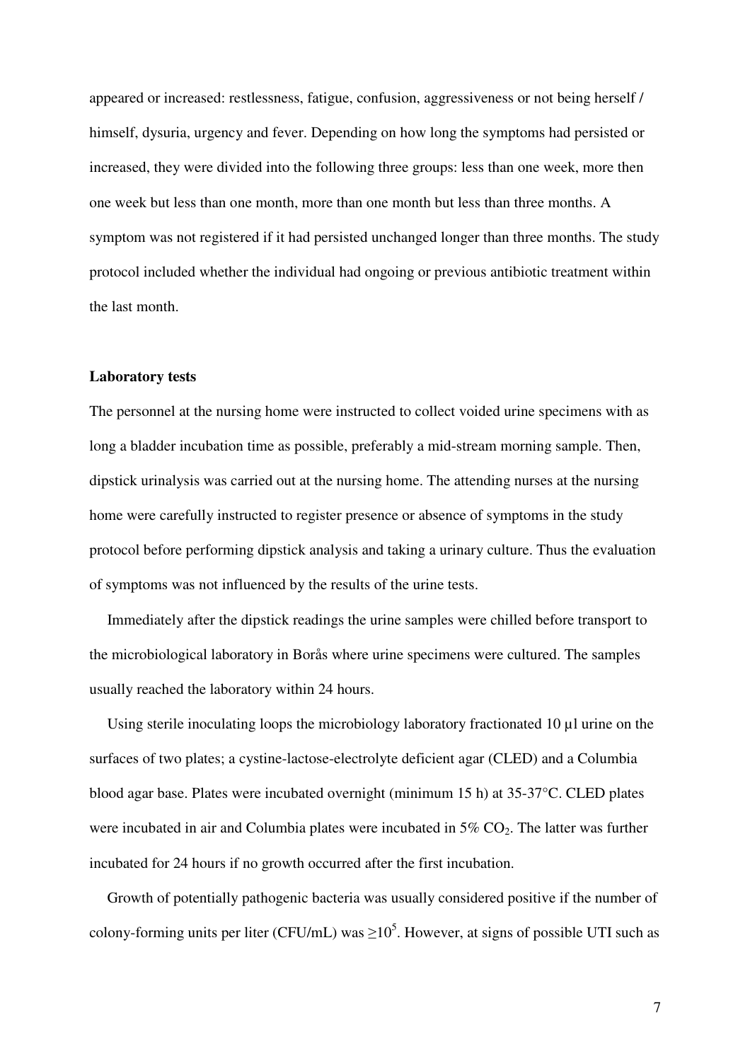appeared or increased: restlessness, fatigue, confusion, aggressiveness or not being herself / himself, dysuria, urgency and fever. Depending on how long the symptoms had persisted or increased, they were divided into the following three groups: less than one week, more then one week but less than one month, more than one month but less than three months. A symptom was not registered if it had persisted unchanged longer than three months. The study protocol included whether the individual had ongoing or previous antibiotic treatment within the last month.

**Laboratory tests**

The personnel at the nursing home were instructed to collect voided urine specimens with as long a bladder incubation time as possible, preferably a mid-stream morning sample. Then, dipstick urinalysis was carried out at the nursing home. The attending nurses at the nursing home were carefully instructed to register presence or absence of symptoms in the study protocol before performing dipstick analysis and taking a urinary culture. Thus the evaluation of symptoms was not influenced by the results of the urine tests.

Immediately after the dipstick readings the urine samples were chilled before transport to the microbiological laboratory in Borås where urine specimens were cultured. The samples usually reached the laboratory within 24 hours.

Using sterile inoculating loops the microbiology laboratory fractionated 10 µl urine on the surfaces of two plates; a cystine-lactose-electrolyte deficient agar (CLED) and a Columbia blood agar base. Plates were incubated overnight (minimum 15 h) at 35-37°C. CLED plates were incubated in air and Columbia plates were incubated in 5% $CO_2$. The latter was further incubated for 24 hours if no growth occurred after the first incubation.

Growth of potentially pathogenic bacteria was usually considered positive if the number of colony-forming units per liter (CFU/mL) was $\geq 10^5$. However, at signs of possible UTI such as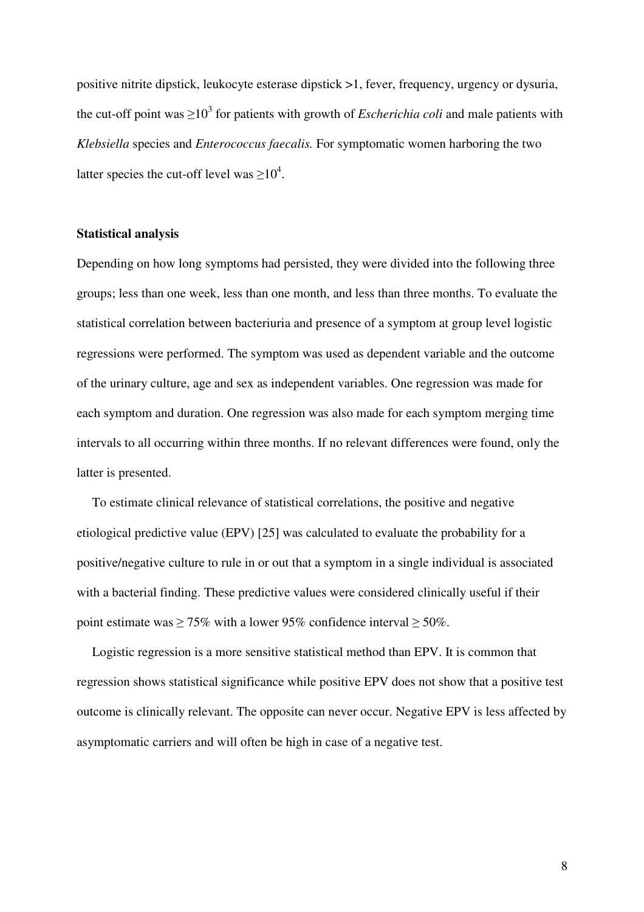positive nitrite dipstick, leukocyte esterase dipstick >1, fever, frequency, urgency or dysuria, the cut-off point was $\geq 10^3$ for patients with growth of *Escherichia coli* and male patients with *Klebsiella* species and *Enterococcus faecalis.* For symptomatic women harboring the two latter species the cut-off level was $\geq 10^4$.

### Statistical analysis

Depending on how long symptoms had persisted, they were divided into the following three groups; less than one week, less than one month, and less than three months. To evaluate the statistical correlation between bacteriuria and presence of a symptom at group level logistic regressions were performed. The symptom was used as dependent variable and the outcome of the urinary culture, age and sex as independent variables. One regression was made for each symptom and duration. One regression was also made for each symptom merging time intervals to all occurring within three months. If no relevant differences were found, only the latter is presented.

To estimate clinical relevance of statistical correlations, the positive and negative etiological predictive value (EPV) [25] was calculated to evaluate the probability for a positive/negative culture to rule in or out that a symptom in a single individual is associated with a bacterial finding. These predictive values were considered clinically useful if their point estimate was $\geq 75\%$ with a lower 95% confidence interval $\geq 50\%$.

Logistic regression is a more sensitive statistical method than EPV. It is common that regression shows statistical significance while positive EPV does not show that a positive test outcome is clinically relevant. The opposite can never occur. Negative EPV is less affected by asymptomatic carriers and will often be high in case of a negative test.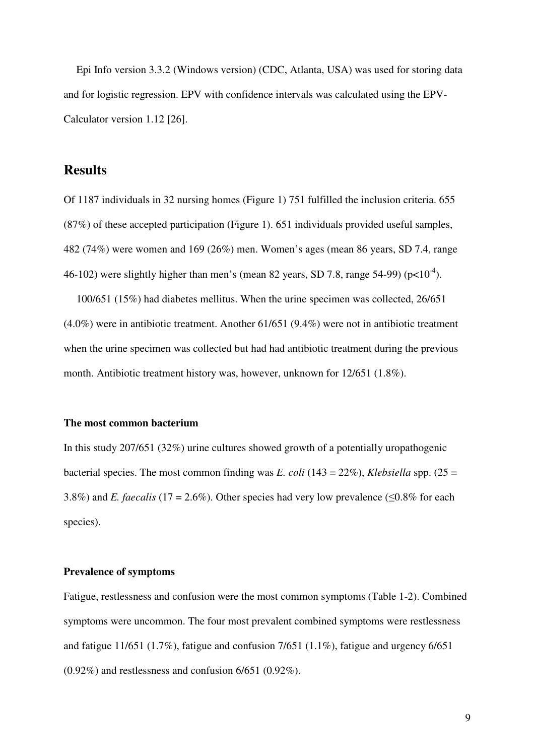Epi Info version 3.3.2 (Windows version) (CDC, Atlanta, USA) was used for storing data and for logistic regression. EPV with confidence intervals was calculated using the EPV-Calculator version 1.12 [26].

## Results

Of 1187 individuals in 32 nursing homes (Figure 1) 751 fulfilled the inclusion criteria. 655 (87%) of these accepted participation (Figure 1). 651 individuals provided useful samples, 482 (74%) were women and 169 (26%) men. Women's ages (mean 86 years, SD 7.4, range 46-102) were slightly higher than men's (mean 82 years, SD 7.8, range 54-99) ($p<10^{-4}$).

100/651 (15%) had diabetes mellitus. When the urine specimen was collected, 26/651 (4.0%) were in antibiotic treatment. Another 61/651 (9.4%) were not in antibiotic treatment when the urine specimen was collected but had had antibiotic treatment during the previous month. Antibiotic treatment history was, however, unknown for 12/651 (1.8%).

### The most common bacterium

In this study 207/651 (32%) urine cultures showed growth of a potentially uropathogenic bacterial species. The most common finding was *E. coli* (143 = 22%), *Klebsiella* spp. (25 = 3.8%) and *E. faecalis* (17 = 2.6%). Other species had very low prevalence (≤0.8% for each species).

### Prevalence of symptoms

Fatigue, restlessness and confusion were the most common symptoms (Table 1-2). Combined symptoms were uncommon. The four most prevalent combined symptoms were restlessness and fatigue 11/651 (1.7%), fatigue and confusion 7/651 (1.1%), fatigue and urgency 6/651 (0.92%) and restlessness and confusion 6/651 (0.92%).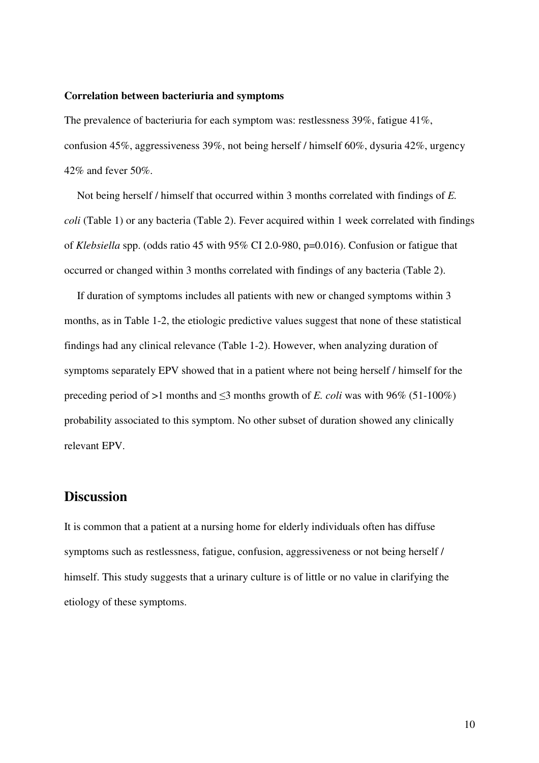**Correlation between bacteriuria and symptoms**

The prevalence of bacteriuria for each symptom was: restlessness 39%, fatigue 41%, confusion 45%, aggressiveness 39%, not being herself / himself 60%, dysuria 42%, urgency 42% and fever 50%.

Not being herself / himself that occurred within 3 months correlated with findings of *E. coli* (Table 1) or any bacteria (Table 2). Fever acquired within 1 week correlated with findings of *Klebsiella* spp. (odds ratio 45 with 95% CI 2.0-980, p=0.016). Confusion or fatigue that occurred or changed within 3 months correlated with findings of any bacteria (Table 2).

If duration of symptoms includes all patients with new or changed symptoms within 3 months, as in Table 1-2, the etiologic predictive values suggest that none of these statistical findings had any clinical relevance (Table 1-2). However, when analyzing duration of symptoms separately EPV showed that in a patient where not being herself / himself for the preceding period of >1 months and ≤3 months growth of *E. coli* was with 96% (51-100%) probability associated to this symptom. No other subset of duration showed any clinically relevant EPV.

## Discussion

It is common that a patient at a nursing home for elderly individuals often has diffuse symptoms such as restlessness, fatigue, confusion, aggressiveness or not being herself / himself. This study suggests that a urinary culture is of little or no value in clarifying the etiology of these symptoms.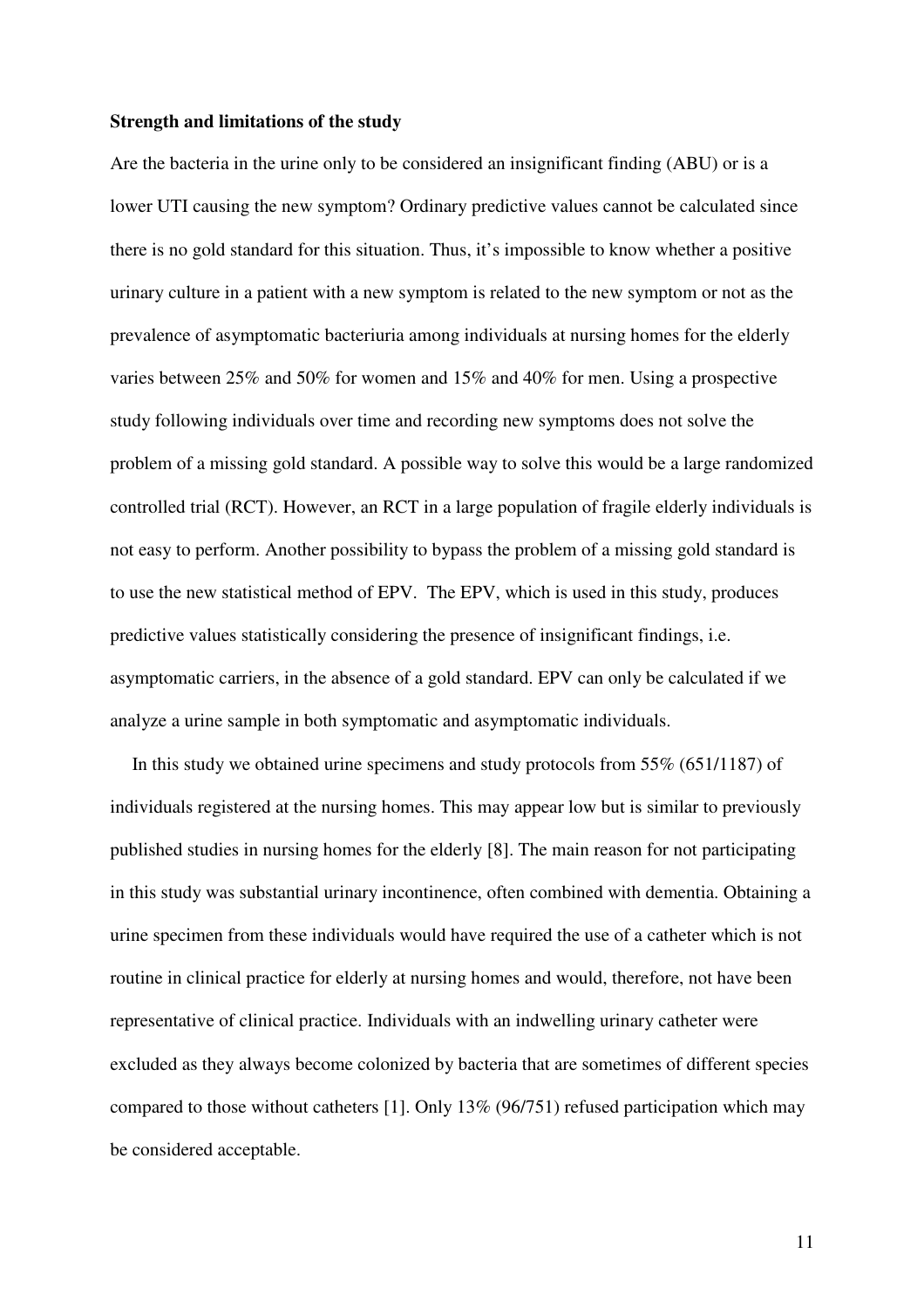**Strength and limitations of the study**

Are the bacteria in the urine only to be considered an insignificant finding (ABU) or is a lower UTI causing the new symptom? Ordinary predictive values cannot be calculated since there is no gold standard for this situation. Thus, it's impossible to know whether a positive urinary culture in a patient with a new symptom is related to the new symptom or not as the prevalence of asymptomatic bacteriuria among individuals at nursing homes for the elderly varies between 25% and 50% for women and 15% and 40% for men. Using a prospective study following individuals over time and recording new symptoms does not solve the problem of a missing gold standard. A possible way to solve this would be a large randomized controlled trial (RCT). However, an RCT in a large population of fragile elderly individuals is not easy to perform. Another possibility to bypass the problem of a missing gold standard is to use the new statistical method of EPV. The EPV, which is used in this study, produces predictive values statistically considering the presence of insignificant findings, i.e. asymptomatic carriers, in the absence of a gold standard. EPV can only be calculated if we analyze a urine sample in both symptomatic and asymptomatic individuals.

In this study we obtained urine specimens and study protocols from 55% (651/1187) of individuals registered at the nursing homes. This may appear low but is similar to previously published studies in nursing homes for the elderly [8]. The main reason for not participating in this study was substantial urinary incontinence, often combined with dementia. Obtaining a urine specimen from these individuals would have required the use of a catheter which is not routine in clinical practice for elderly at nursing homes and would, therefore, not have been representative of clinical practice. Individuals with an indwelling urinary catheter were excluded as they always become colonized by bacteria that are sometimes of different species compared to those without catheters [1]. Only 13% (96/751) refused participation which may be considered acceptable.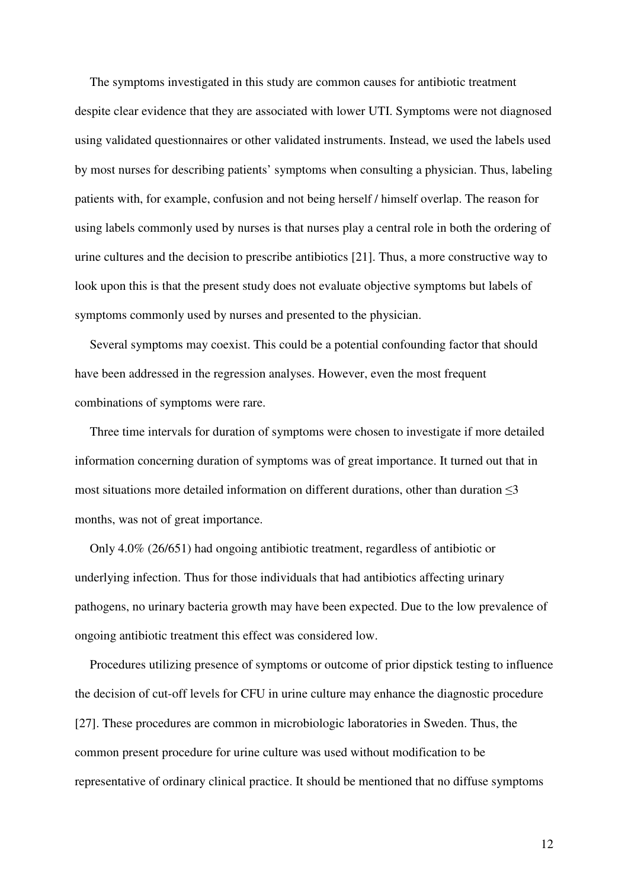The symptoms investigated in this study are common causes for antibiotic treatment despite clear evidence that they are associated with lower UTI. Symptoms were not diagnosed using validated questionnaires or other validated instruments. Instead, we used the labels used by most nurses for describing patients' symptoms when consulting a physician. Thus, labeling patients with, for example, confusion and not being herself / himself overlap. The reason for using labels commonly used by nurses is that nurses play a central role in both the ordering of urine cultures and the decision to prescribe antibiotics [21]. Thus, a more constructive way to look upon this is that the present study does not evaluate objective symptoms but labels of symptoms commonly used by nurses and presented to the physician.

Several symptoms may coexist. This could be a potential confounding factor that should have been addressed in the regression analyses. However, even the most frequent combinations of symptoms were rare.

Three time intervals for duration of symptoms were chosen to investigate if more detailed information concerning duration of symptoms was of great importance. It turned out that in most situations more detailed information on different durations, other than duration $\leq$3 months, was not of great importance.

Only 4.0% (26/651) had ongoing antibiotic treatment, regardless of antibiotic or underlying infection. Thus for those individuals that had antibiotics affecting urinary pathogens, no urinary bacteria growth may have been expected. Due to the low prevalence of ongoing antibiotic treatment this effect was considered low.

Procedures utilizing presence of symptoms or outcome of prior dipstick testing to influence the decision of cut-off levels for CFU in urine culture may enhance the diagnostic procedure [27]. These procedures are common in microbiologic laboratories in Sweden. Thus, the common present procedure for urine culture was used without modification to be representative of ordinary clinical practice. It should be mentioned that no diffuse symptoms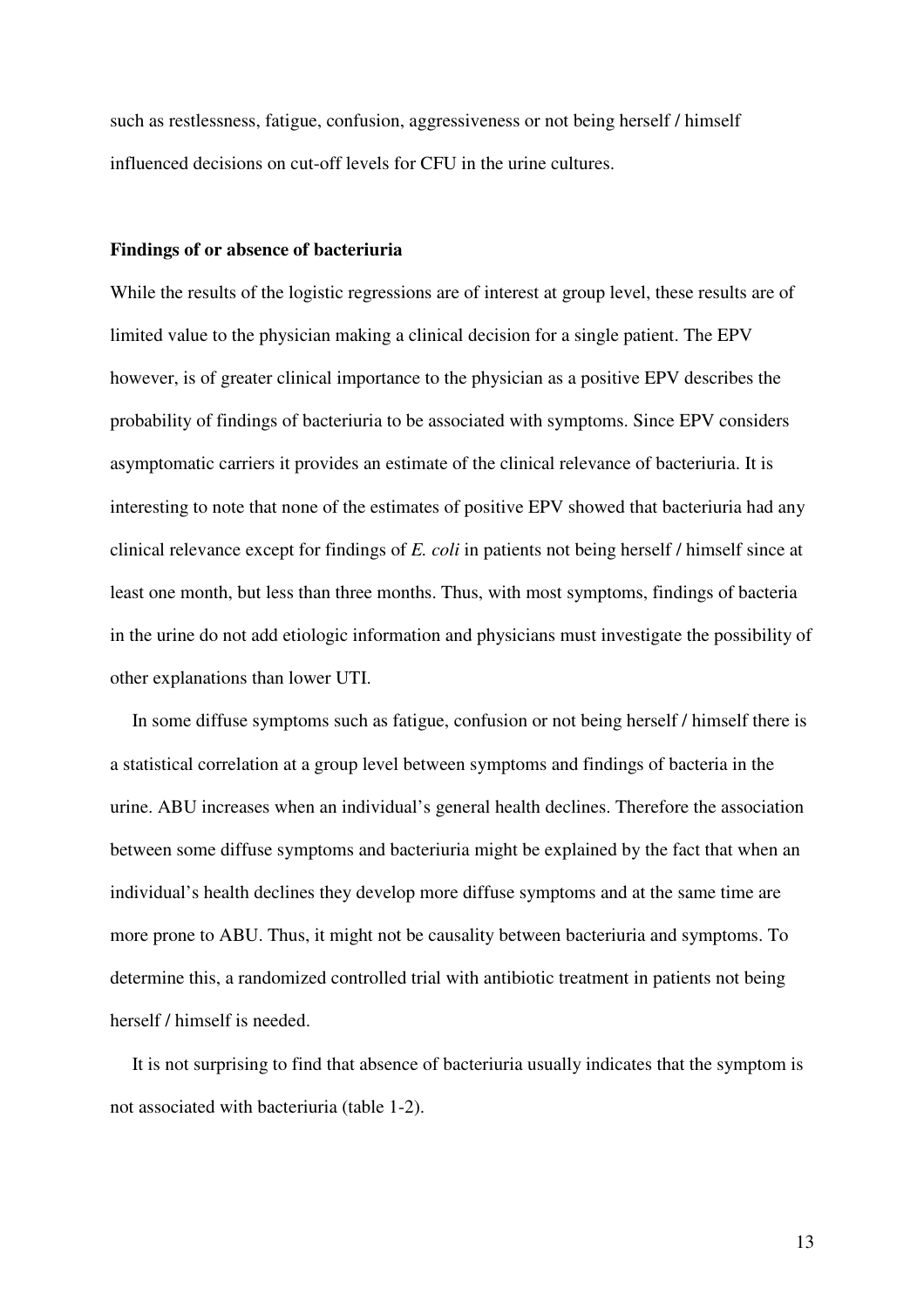such as restlessness, fatigue, confusion, aggressiveness or not being herself / himself influenced decisions on cut-off levels for CFU in the urine cultures.

**Findings of or absence of bacteriuria**

While the results of the logistic regressions are of interest at group level, these results are of limited value to the physician making a clinical decision for a single patient. The EPV however, is of greater clinical importance to the physician as a positive EPV describes the probability of findings of bacteriuria to be associated with symptoms. Since EPV considers asymptomatic carriers it provides an estimate of the clinical relevance of bacteriuria. It is interesting to note that none of the estimates of positive EPV showed that bacteriuria had any clinical relevance except for findings of *E. coli* in patients not being herself / himself since at least one month, but less than three months. Thus, with most symptoms, findings of bacteria in the urine do not add etiologic information and physicians must investigate the possibility of other explanations than lower UTI.

In some diffuse symptoms such as fatigue, confusion or not being herself / himself there is a statistical correlation at a group level between symptoms and findings of bacteria in the urine. ABU increases when an individual's general health declines. Therefore the association between some diffuse symptoms and bacteriuria might be explained by the fact that when an individual's health declines they develop more diffuse symptoms and at the same time are more prone to ABU. Thus, it might not be causality between bacteriuria and symptoms. To determine this, a randomized controlled trial with antibiotic treatment in patients not being herself / himself is needed.

It is not surprising to find that absence of bacteriuria usually indicates that the symptom is not associated with bacteriuria (table 1-2).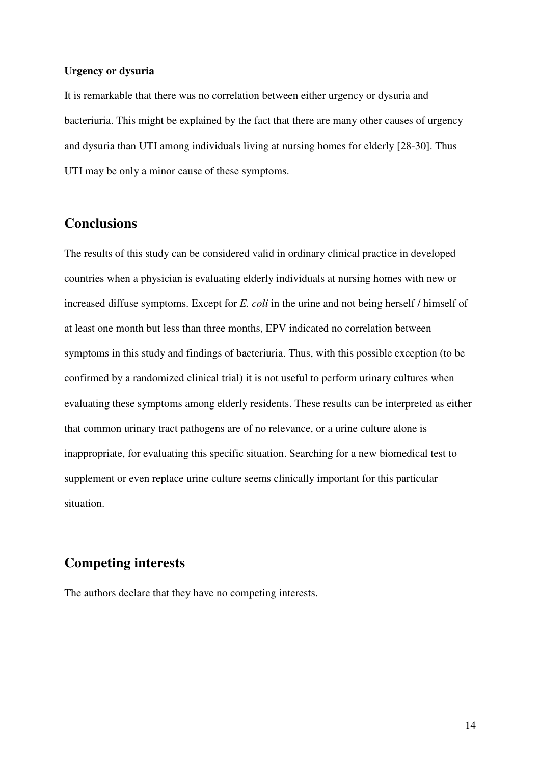### Urgency or dysuria

It is remarkable that there was no correlation between either urgency or dysuria and bacteriuria. This might be explained by the fact that there are many other causes of urgency and dysuria than UTI among individuals living at nursing homes for elderly [28-30]. Thus UTI may be only a minor cause of these symptoms.

## Conclusions

The results of this study can be considered valid in ordinary clinical practice in developed countries when a physician is evaluating elderly individuals at nursing homes with new or increased diffuse symptoms. Except for *E. coli* in the urine and not being herself / himself of at least one month but less than three months, EPV indicated no correlation between symptoms in this study and findings of bacteriuria. Thus, with this possible exception (to be confirmed by a randomized clinical trial) it is not useful to perform urinary cultures when evaluating these symptoms among elderly residents. These results can be interpreted as either that common urinary tract pathogens are of no relevance, or a urine culture alone is inappropriate, for evaluating this specific situation. Searching for a new biomedical test to supplement or even replace urine culture seems clinically important for this particular situation.

## Competing interests

The authors declare that they have no competing interests.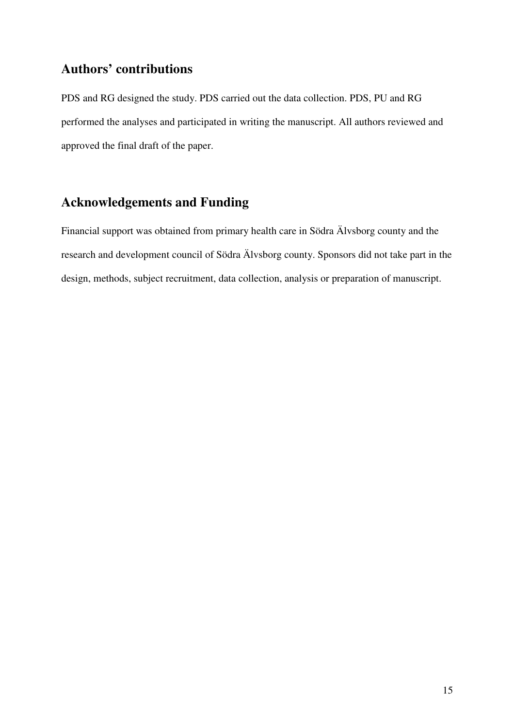## Authors' contributions

PDS and RG designed the study. PDS carried out the data collection. PDS, PU and RG performed the analyses and participated in writing the manuscript. All authors reviewed and approved the final draft of the paper.

## Acknowledgements and Funding

Financial support was obtained from primary health care in Södra Älvsborg county and the research and development council of Södra Älvsborg county. Sponsors did not take part in the design, methods, subject recruitment, data collection, analysis or preparation of manuscript.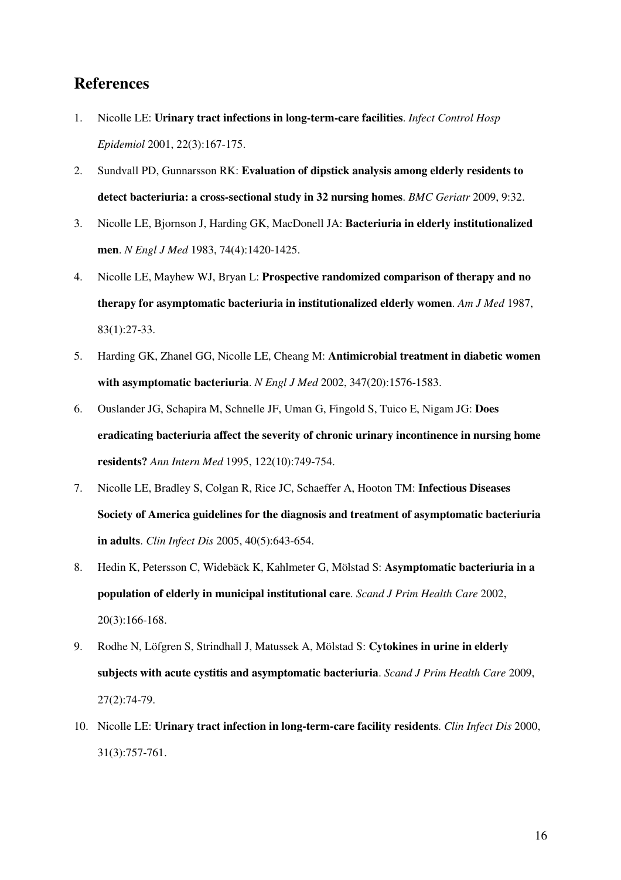## References

1. Nicolle LE: **Urinary tract infections in long-term-care facilities**. *Infect Control Hosp Epidemiol* 2001, 22(3):167-175.
2. Sundvall PD, Gunnarsson RK: **Evaluation of dipstick analysis among elderly residents to detect bacteriuria: a cross-sectional study in 32 nursing homes**. *BMC Geriatr* 2009, 9:32.
3. Nicolle LE, Bjornson J, Harding GK, MacDonell JA: **Bacteriuria in elderly institutionalized men**. *N Engl J Med* 1983, 74(4):1420-1425.
4. Nicolle LE, Mayhew WJ, Bryan L: **Prospective randomized comparison of therapy and no therapy for asymptomatic bacteriuria in institutionalized elderly women**. *Am J Med* 1987, 83(1):27-33.
5. Harding GK, Zhanel GG, Nicolle LE, Cheang M: **Antimicrobial treatment in diabetic women with asymptomatic bacteriuria**. *N Engl J Med* 2002, 347(20):1576-1583.
6. Ouslander JG, Schapira M, Schnelle JF, Uman G, Fingold S, Tuico E, Nigam JG: **Does eradicating bacteriuria affect the severity of chronic urinary incontinence in nursing home residents?** *Ann Intern Med* 1995, 122(10):749-754.
7. Nicolle LE, Bradley S, Colgan R, Rice JC, Schaeffer A, Hooton TM: **Infectious Diseases Society of America guidelines for the diagnosis and treatment of asymptomatic bacteriuria in adults**. *Clin Infect Dis* 2005, 40(5):643-654.
8. Hedin K, Petersson C, Widebäck K, Kahlmeter G, Mölstad S: **Asymptomatic bacteriuria in a population of elderly in municipal institutional care**. *Scand J Prim Health Care* 2002, 20(3):166-168.
9. Rodhe N, Löfgren S, Strindhall J, Matussek A, Mölstad S: **Cytokines in urine in elderly subjects with acute cystitis and asymptomatic bacteriuria**. *Scand J Prim Health Care* 2009, 27(2):74-79.
10. Nicolle LE: **Urinary tract infection in long-term-care facility residents**. *Clin Infect Dis* 2000, 31(3):757-761.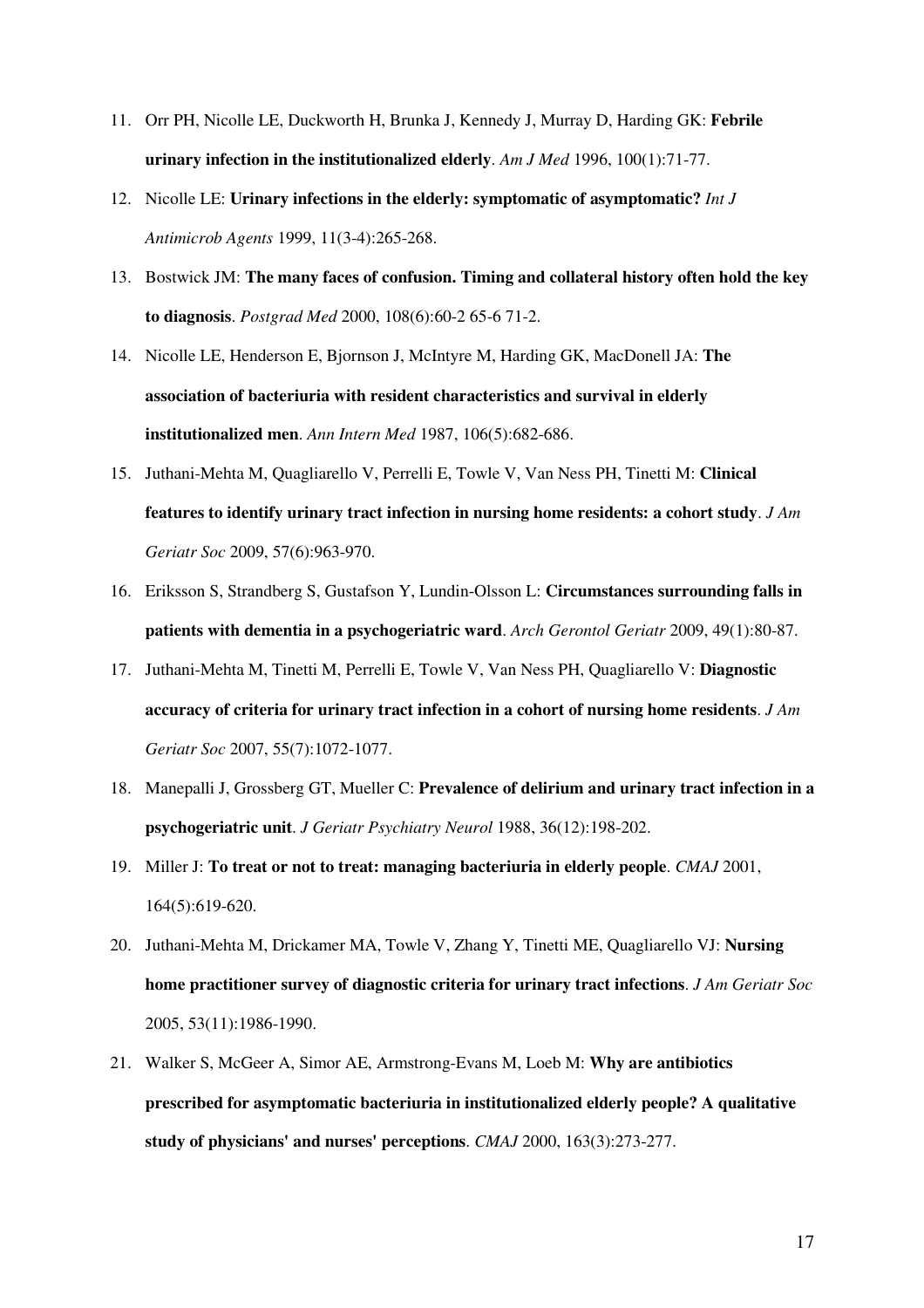11. Orr PH, Nicolle LE, Duckworth H, Brunka J, Kennedy J, Murray D, Harding GK: **Febrile urinary infection in the institutionalized elderly**. *Am J Med* 1996, 100(1):71-77.
12. Nicolle LE: **Urinary infections in the elderly: symptomatic of asymptomatic?** *Int J Antimicrob Agents* 1999, 11(3-4):265-268.
13. Bostwick JM: **The many faces of confusion. Timing and collateral history often hold the key to diagnosis**. *Postgrad Med* 2000, 108(6):60-2 65-6 71-2.
14. Nicolle LE, Henderson E, Bjornson J, McIntyre M, Harding GK, MacDonell JA: **The association of bacteriuria with resident characteristics and survival in elderly institutionalized men**. *Ann Intern Med* 1987, 106(5):682-686.
15. Juthani-Mehta M, Quagliarello V, Perrelli E, Towle V, Van Ness PH, Tinetti M: **Clinical features to identify urinary tract infection in nursing home residents: a cohort study**. *J Am Geriatr Soc* 2009, 57(6):963-970.
16. Eriksson S, Strandberg S, Gustafson Y, Lundin-Olsson L: **Circumstances surrounding falls in patients with dementia in a psychogeriatric ward**. *Arch Gerontol Geriatr* 2009, 49(1):80-87.
17. Juthani-Mehta M, Tinetti M, Perrelli E, Towle V, Van Ness PH, Quagliarello V: **Diagnostic accuracy of criteria for urinary tract infection in a cohort of nursing home residents**. *J Am Geriatr Soc* 2007, 55(7):1072-1077.
18. Manepalli J, Grossberg GT, Mueller C: **Prevalence of delirium and urinary tract infection in a psychogeriatric unit**. *J Geriatr Psychiatry Neurol* 1988, 36(12):198-202.
19. Miller J: **To treat or not to treat: managing bacteriuria in elderly people**. *CMAJ* 2001, 164(5):619-620.
20. Juthani-Mehta M, Drickamer MA, Towle V, Zhang Y, Tinetti ME, Quagliarello VJ: **Nursing home practitioner survey of diagnostic criteria for urinary tract infections**. *J Am Geriatr Soc* 2005, 53(11):1986-1990.
21. Walker S, McGeer A, Simor AE, Armstrong-Evans M, Loeb M: **Why are antibiotics prescribed for asymptomatic bacteriuria in institutionalized elderly people? A qualitative study of physicians' and nurses' perceptions**. *CMAJ* 2000, 163(3):273-277.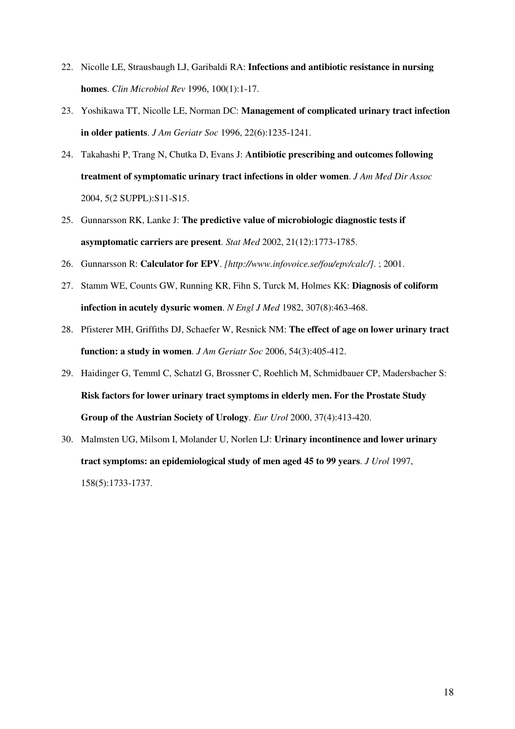22. Nicolle LE, Strausbaugh LJ, Garibaldi RA: **Infections and antibiotic resistance in nursing homes**. *Clin Microbiol Rev* 1996, 100(1):1-17.
23. Yoshikawa TT, Nicolle LE, Norman DC: **Management of complicated urinary tract infection in older patients**. *J Am Geriatr Soc* 1996, 22(6):1235-1241.
24. Takahashi P, Trang N, Chutka D, Evans J: **Antibiotic prescribing and outcomes following treatment of symptomatic urinary tract infections in older women**. *J Am Med Dir Assoc* 2004, 5(2 SUPPL):S11-S15.
25. Gunnarsson RK, Lanke J: **The predictive value of microbiologic diagnostic tests if asymptomatic carriers are present**. *Stat Med* 2002, 21(12):1773-1785.
26. Gunnarsson R: **Calculator for EPV**. *[http://www.infovoice.se/fou/epv/calc/]*. ; 2001.
27. Stamm WE, Counts GW, Running KR, Fihn S, Turck M, Holmes KK: **Diagnosis of coliform infection in acutely dysuric women**. *N Engl J Med* 1982, 307(8):463-468.
28. Pfisterer MH, Griffiths DJ, Schaefer W, Resnick NM: **The effect of age on lower urinary tract function: a study in women**. *J Am Geriatr Soc* 2006, 54(3):405-412.
29. Haidinger G, Temml C, Schatzl G, Brossner C, Roehlich M, Schmidbauer CP, Madersbacher S: **Risk factors for lower urinary tract symptoms in elderly men. For the Prostate Study Group of the Austrian Society of Urology**. *Eur Urol* 2000, 37(4):413-420.
30. Malmsten UG, Milsom I, Molander U, Norlen LJ: **Urinary incontinence and lower urinary tract symptoms: an epidemiological study of men aged 45 to 99 years**. *J Urol* 1997, 158(5):1733-1737.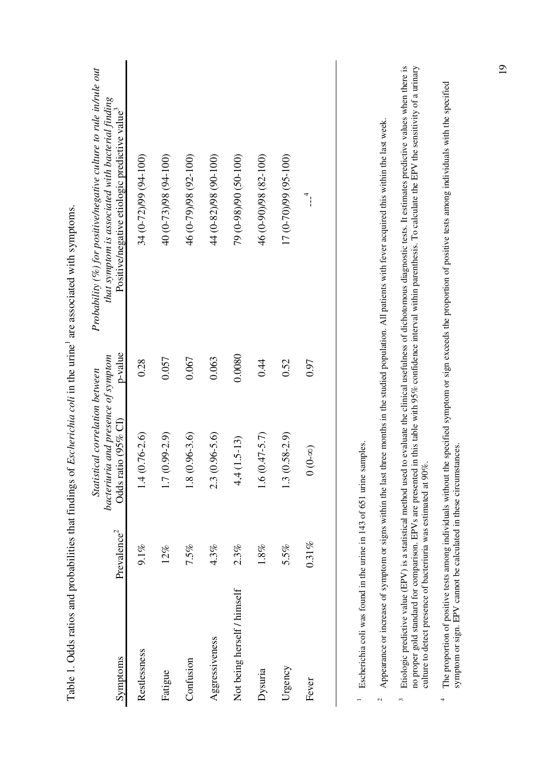Table 1. Odds ratios and probabilities that findings of *Escherichia coli* in the urine[1] are associated with symptoms.

| Symptoms | Prevalence[2] | *Statistical correlation between bacteriuria and presence of symptom* Odds ratio (95% CI) | p-value | *Probability (%) for positive/negative culture to rule in/rule out that symptom is associated with bacterial finding* Positive/negative etiologic predictive value[3] |
|---|---|---|---|---|
| Restlessness | 9.1% | 1.4 (0.76-2.6) | 0.28 | 34 (0-72)/99 (94-100) |
| Fatigue | 12% | 1.7 (0.99-2.9) | 0.057 | 40 (0-73)/98 (94-100) |
| Confusion | 7.5% | 1.8 (0.96-3.6) | 0.067 | 46 (0-79)/98 (92-100) |
| Aggressiveness | 4.3% | 2.3 (0.96-5.6) | 0.063 | 44 (0-82)/98 (90-100) |
| Not being herself / himself | 2.3% | 4,4 (1.5-13) | 0.0080 | 79 (0-98)/90 (50-100) |
| Dysuria | 1.8% | 1.6 (0.47-5.7) | 0.44 | 46 (0-90)/98 (82-100) |
| Urgency | 5.5% | 1.3 (0.58-2.9) | 0.52 | 17 (0-70)/99 (95-100) |
| Fever | 0.31% | 0 (0-∞) | 0.97 | ---[4] |

[1] Escherichia coli was found in the urine in 143 of 651 urine samples.

[2] Appearance or increase of symptom or signs within the last three months in the studied population. All patients with fever acquired this within the last week.

[3] Etiologic predictive value (EPV) is a statistical method used to evaluate the clinical usefulness of dichotomous diagnostic tests. It estimates predictive values when there is no proper gold standard for comparison. EPVs are presented in this table with 95% confidence interval within parenthesis. To calculate the EPV the sensitivity of a urinary culture to detect presence of bacteriuria was estimated at 90%.

[4] The proportion of positive tests among individuals without the specified symptom or sign exceeds the proportion of positive tests among individuals with the specified symptom or sign. EPV cannot be calculated in these circumstances.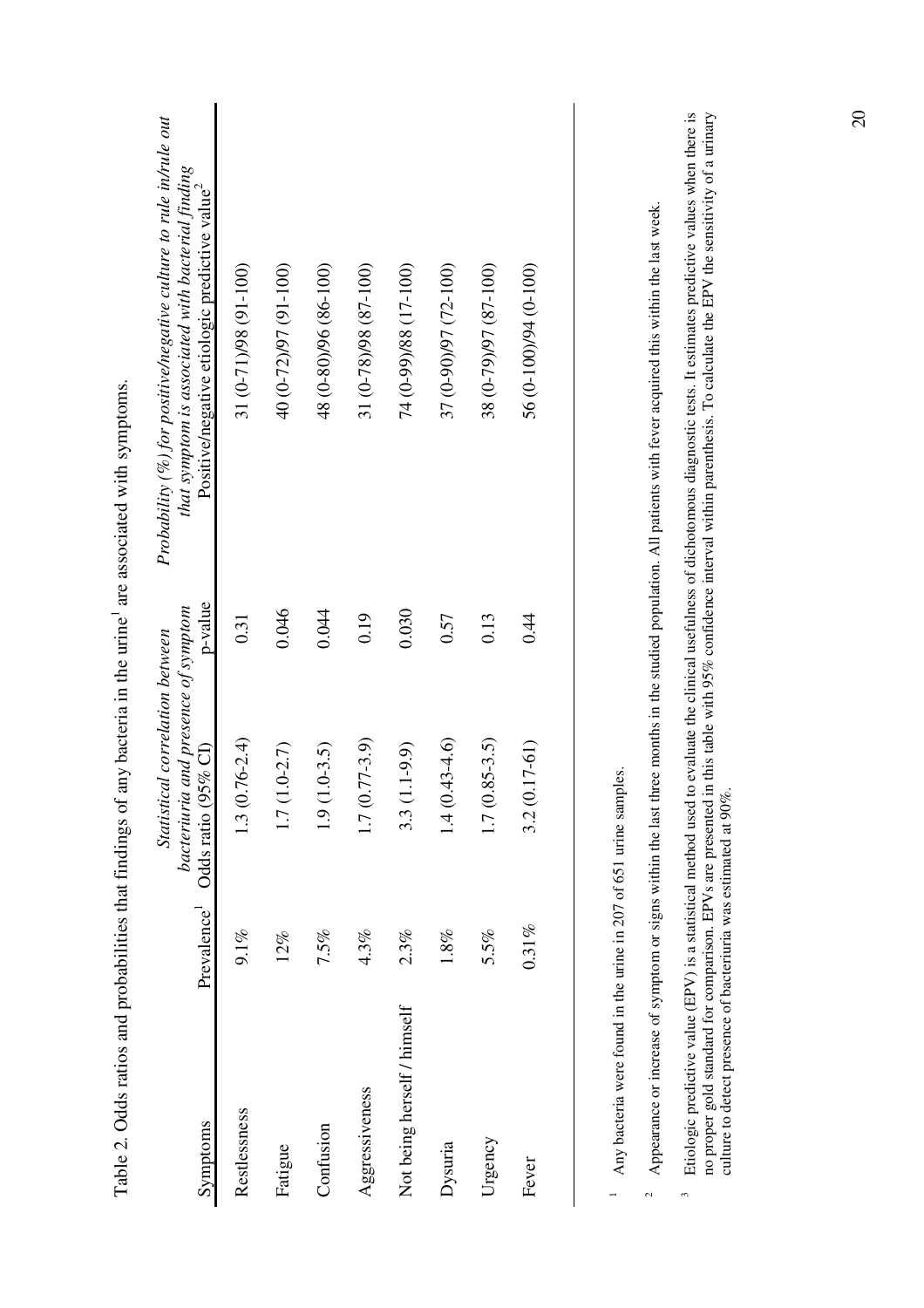Table 2. Odds ratios and probabilities that findings of any bacteria in the urine[1] are associated with symptoms.

| Symptoms | Prevalence[1] | *Statistical correlation between bacteriuria and presence of symptom* Odds ratio (95% CI) | p-value | *Probability (%) for positive/negative culture to rule in/rule out that symptom is associated with bacterial finding* Positive/negative etiologic predictive value[2] |
|---|---|---|---|---|
| Restlessness | 9.1% | 1.3 (0.76-2.4) | 0.31 | 31 (0-71)/98 (91-100) |
| Fatigue | 12% | 1.7 (1.0-2.7) | 0.046 | 40 (0-72)/97 (91-100) |
| Confusion | 7.5% | 1.9 (1.0-3.5) | 0.044 | 48 (0-80)/96 (86-100) |
| Aggressiveness | 4.3% | 1.7 (0.77-3.9) | 0.19 | 31 (0-78)/98 (87-100) |
| Not being herself / himself | 2.3% | 3.3 (1.1-9.9) | 0.030 | 74 (0-99)/88 (17-100) |
| Dysuria | 1.8% | 1.4 (0.43-4.6) | 0.57 | 37 (0-90)/97 (72-100) |
| Urgency | 5.5% | 1.7 (0.85-3.5) | 0.13 | 38 (0-79)/97 (87-100) |
| Fever | 0.31% | 3.2 (0.17-61) | 0.44 | 56 (0-100)/94 (0-100) |

[1] Any bacteria were found in the urine in 207 of 651 urine samples.

[2] Appearance or increase of symptom or signs within the last three months in the studied population. All patients with fever acquired this within the last week.

[3] Etiologic predictive value (EPV) is a statistical method used to evaluate the clinical usefulness of dichotomous diagnostic tests. It estimates predictive values when there is no proper gold standard for comparison. EPVs are presented in this table with 95% confidence interval within parenthesis. To calculate the EPV the sensitivity of a urinary culture to detect presence of bacteriuria was estimated at 90%.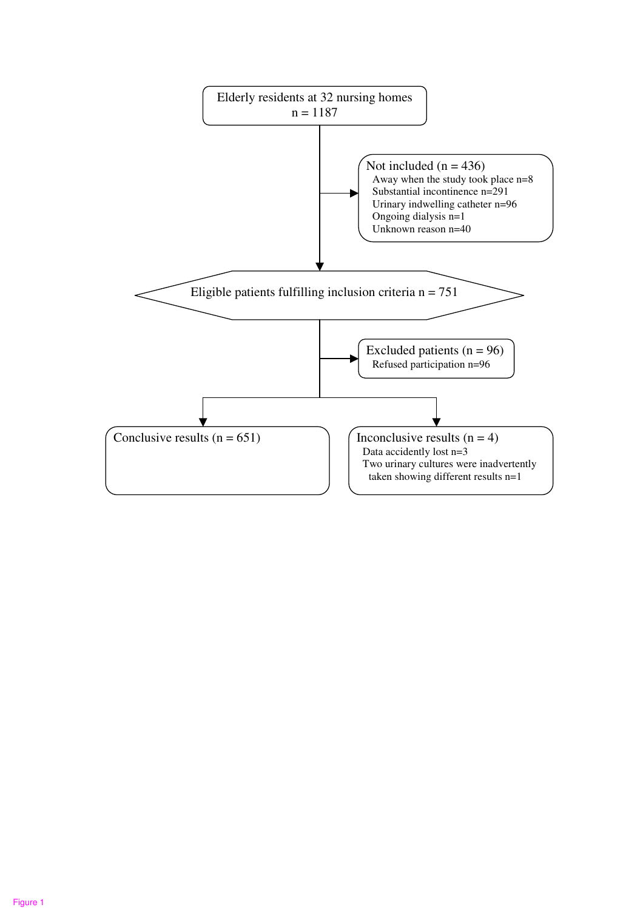Elderly residents at 32 nursing homes
n = 1187

Not included (n = 436)
Away when the study took place n=8
Substantial incontinence n=291
Urinary indwelling catheter n=96
Ongoing dialysis n=1
Unknown reason n=40

Eligible patients fulfilling inclusion criteria n = 751

Excluded patients (n = 96)
Refused participation n=96

Conclusive results (n = 651)

Inconclusive results (n = 4)
Data accidently lost n=3
Two urinary cultures were inadvertently taken showing different results n=1

Figure 1